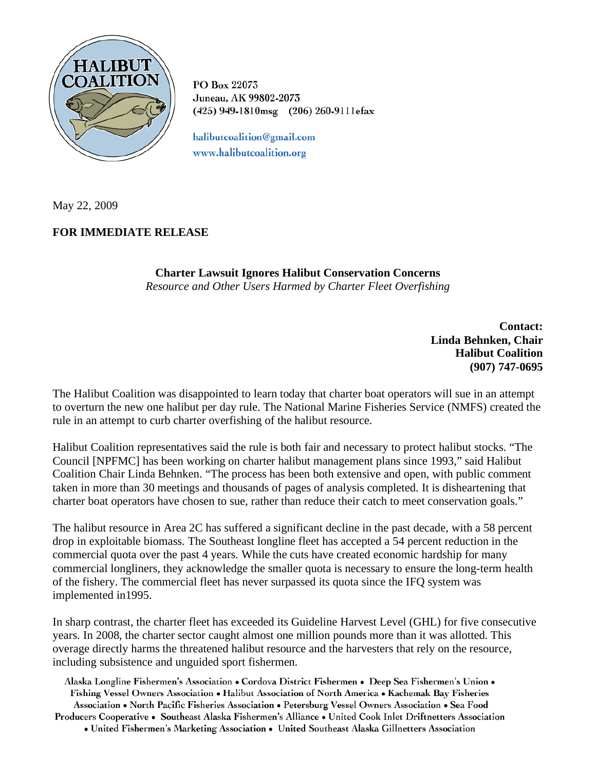HALIBUT COALITION

PO Box 22073
Juneau, AK 99802-2073
(425) 949-1810msg (206) 260-9111efax

halibutcoalition@gmail.com
www.halibutcoalition.org

May 22, 2009

**FOR IMMEDIATE RELEASE**

**Charter Lawsuit Ignores Halibut Conservation Concerns**
*Resource and Other Users Harmed by Charter Fleet Overfishing*

**Contact:**
**Linda Behnken, Chair**
**Halibut Coalition**
**(907) 747-0695**

The Halibut Coalition was disappointed to learn today that charter boat operators will sue in an attempt to overturn the new one halibut per day rule. The National Marine Fisheries Service (NMFS) created the rule in an attempt to curb charter overfishing of the halibut resource.

Halibut Coalition representatives said the rule is both fair and necessary to protect halibut stocks. "The Council [NPFMC] has been working on charter halibut management plans since 1993," said Halibut Coalition Chair Linda Behnken. "The process has been both extensive and open, with public comment taken in more than 30 meetings and thousands of pages of analysis completed. It is disheartening that charter boat operators have chosen to sue, rather than reduce their catch to meet conservation goals."

The halibut resource in Area 2C has suffered a significant decline in the past decade, with a 58 percent drop in exploitable biomass. The Southeast longline fleet has accepted a 54 percent reduction in the commercial quota over the past 4 years. While the cuts have created economic hardship for many commercial longliners, they acknowledge the smaller quota is necessary to ensure the long-term health of the fishery. The commercial fleet has never surpassed its quota since the IFQ system was implemented in1995.

In sharp contrast, the charter fleet has exceeded its Guideline Harvest Level (GHL) for five consecutive years. In 2008, the charter sector caught almost one million pounds more than it was allotted. This overage directly harms the threatened halibut resource and the harvesters that rely on the resource, including subsistence and unguided sport fishermen.

Alaska Longline Fishermen's Association • Cordova District Fishermen • Deep Sea Fishermen's Union • Fishing Vessel Owners Association • Halibut Association of North America • Kachemak Bay Fisheries Association • North Pacific Fisheries Association • Petersburg Vessel Owners Association • Sea Food Producers Cooperative • Southeast Alaska Fishermen's Alliance • United Cook Inlet Driftnetters Association • United Fishermen's Marketing Association • United Southeast Alaska Gillnetters Association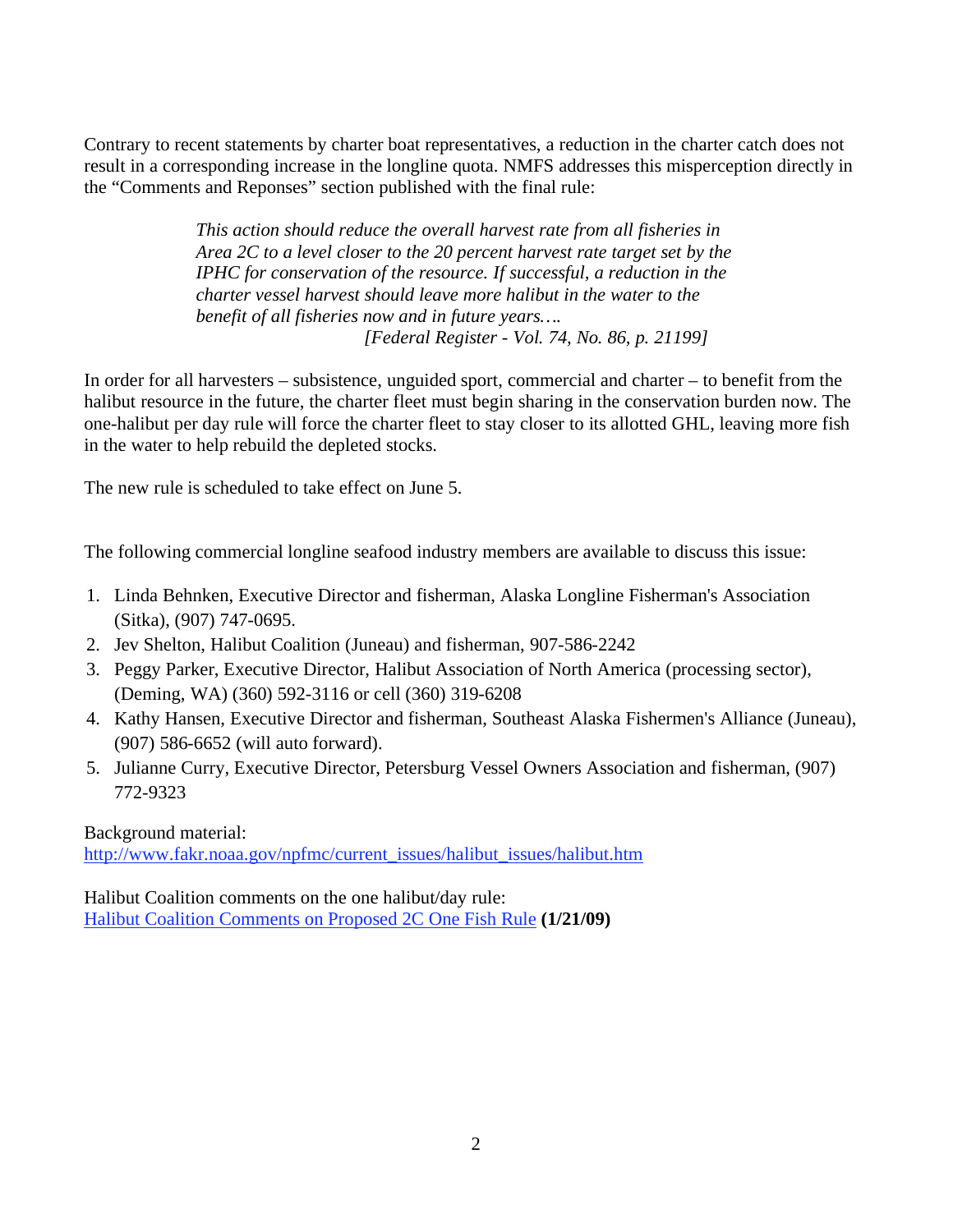Contrary to recent statements by charter boat representatives, a reduction in the charter catch does not result in a corresponding increase in the longline quota. NMFS addresses this misperception directly in the "Comments and Reponses" section published with the final rule:

> *This action should reduce the overall harvest rate from all fisheries in Area 2C to a level closer to the 20 percent harvest rate target set by the IPHC for conservation of the resource. If successful, a reduction in the charter vessel harvest should leave more halibut in the water to the benefit of all fisheries now and in future years….*
>
> *[Federal Register - Vol. 74, No. 86, p. 21199]*

In order for all harvesters – subsistence, unguided sport, commercial and charter – to benefit from the halibut resource in the future, the charter fleet must begin sharing in the conservation burden now. The one-halibut per day rule will force the charter fleet to stay closer to its allotted GHL, leaving more fish in the water to help rebuild the depleted stocks.

The new rule is scheduled to take effect on June 5.

The following commercial longline seafood industry members are available to discuss this issue:

1. Linda Behnken, Executive Director and fisherman, Alaska Longline Fisherman's Association (Sitka), (907) 747-0695.
2. Jev Shelton, Halibut Coalition (Juneau) and fisherman, 907-586-2242
3. Peggy Parker, Executive Director, Halibut Association of North America (processing sector), (Deming, WA) (360) 592-3116 or cell (360) 319-6208
4. Kathy Hansen, Executive Director and fisherman, Southeast Alaska Fishermen's Alliance (Juneau), (907) 586-6652 (will auto forward).
5. Julianne Curry, Executive Director, Petersburg Vessel Owners Association and fisherman, (907) 772-9323

Background material:
http://www.fakr.noaa.gov/npfmc/current_issues/halibut_issues/halibut.htm

Halibut Coalition comments on the one halibut/day rule:
Halibut Coalition Comments on Proposed 2C One Fish Rule **(1/21/09)**